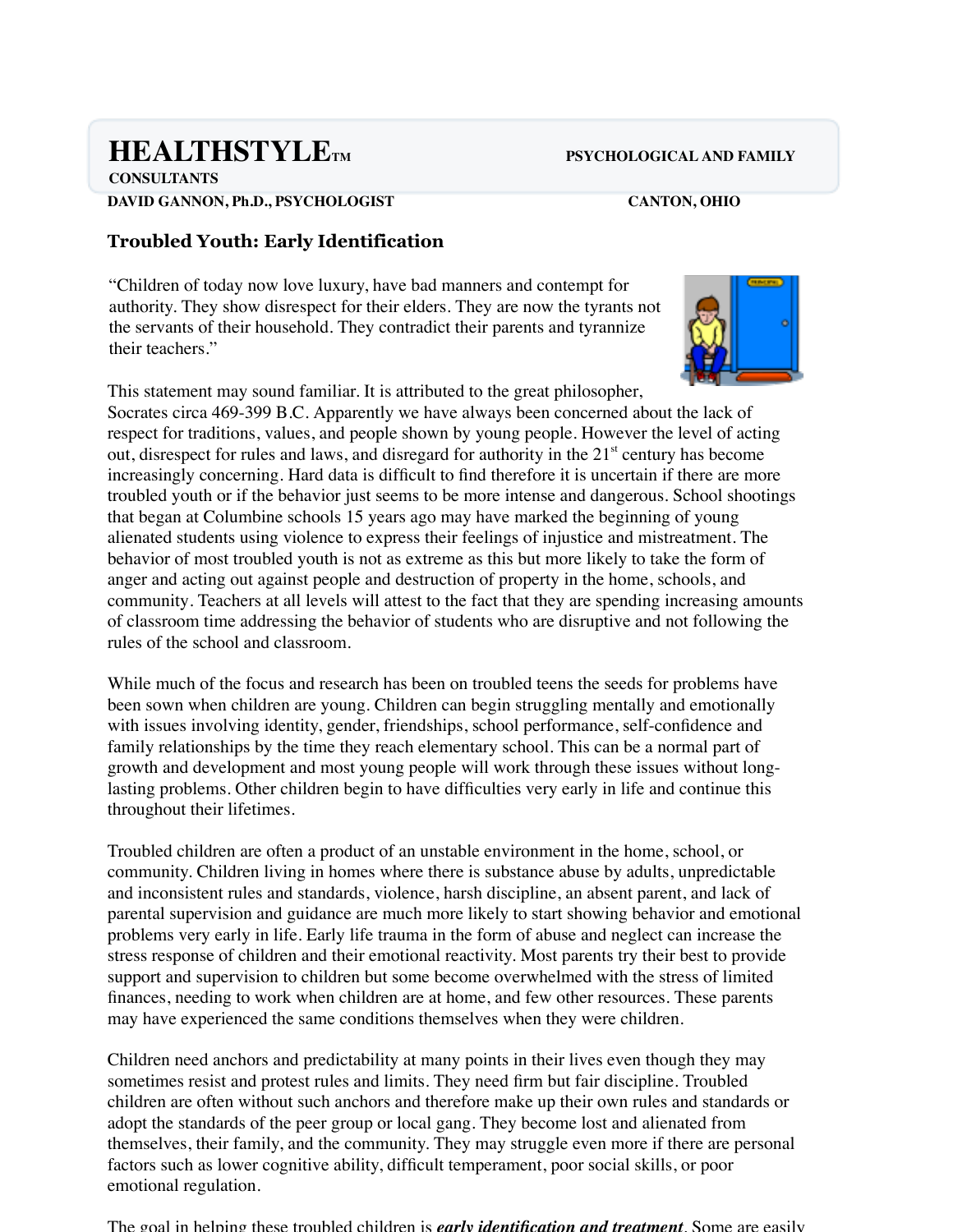# HEALTHSTYLE™ PSYCHOLOGICAL AND FAMILY CONSULTANTS

**DAVID GANNON, Ph.D., PSYCHOLOGIST** **CANTON, OHIO**

## Troubled Youth: Early Identification

"Children of today now love luxury, have bad manners and contempt for authority. They show disrespect for their elders. They are now the tyrants not the servants of their household. They contradict their parents and tyrannize their teachers."

This statement may sound familiar. It is attributed to the great philosopher, Socrates circa 469-399 B.C. Apparently we have always been concerned about the lack of respect for traditions, values, and people shown by young people. However the level of acting out, disrespect for rules and laws, and disregard for authority in the 21st century has become increasingly concerning. Hard data is difficult to find therefore it is uncertain if there are more troubled youth or if the behavior just seems to be more intense and dangerous. School shootings that began at Columbine schools 15 years ago may have marked the beginning of young alienated students using violence to express their feelings of injustice and mistreatment. The behavior of most troubled youth is not as extreme as this but more likely to take the form of anger and acting out against people and destruction of property in the home, schools, and community. Teachers at all levels will attest to the fact that they are spending increasing amounts of classroom time addressing the behavior of students who are disruptive and not following the rules of the school and classroom.

While much of the focus and research has been on troubled teens the seeds for problems have been sown when children are young. Children can begin struggling mentally and emotionally with issues involving identity, gender, friendships, school performance, self-confidence and family relationships by the time they reach elementary school. This can be a normal part of growth and development and most young people will work through these issues without long-lasting problems. Other children begin to have difficulties very early in life and continue this throughout their lifetimes.

Troubled children are often a product of an unstable environment in the home, school, or community. Children living in homes where there is substance abuse by adults, unpredictable and inconsistent rules and standards, violence, harsh discipline, an absent parent, and lack of parental supervision and guidance are much more likely to start showing behavior and emotional problems very early in life. Early life trauma in the form of abuse and neglect can increase the stress response of children and their emotional reactivity. Most parents try their best to provide support and supervision to children but some become overwhelmed with the stress of limited finances, needing to work when children are at home, and few other resources. These parents may have experienced the same conditions themselves when they were children.

Children need anchors and predictability at many points in their lives even though they may sometimes resist and protest rules and limits. They need firm but fair discipline. Troubled children are often without such anchors and therefore make up their own rules and standards or adopt the standards of the peer group or local gang. They become lost and alienated from themselves, their family, and the community. They may struggle even more if there are personal factors such as lower cognitive ability, difficult temperament, poor social skills, or poor emotional regulation.

The goal in helping these troubled children is ***early identification and treatment***. Some are easily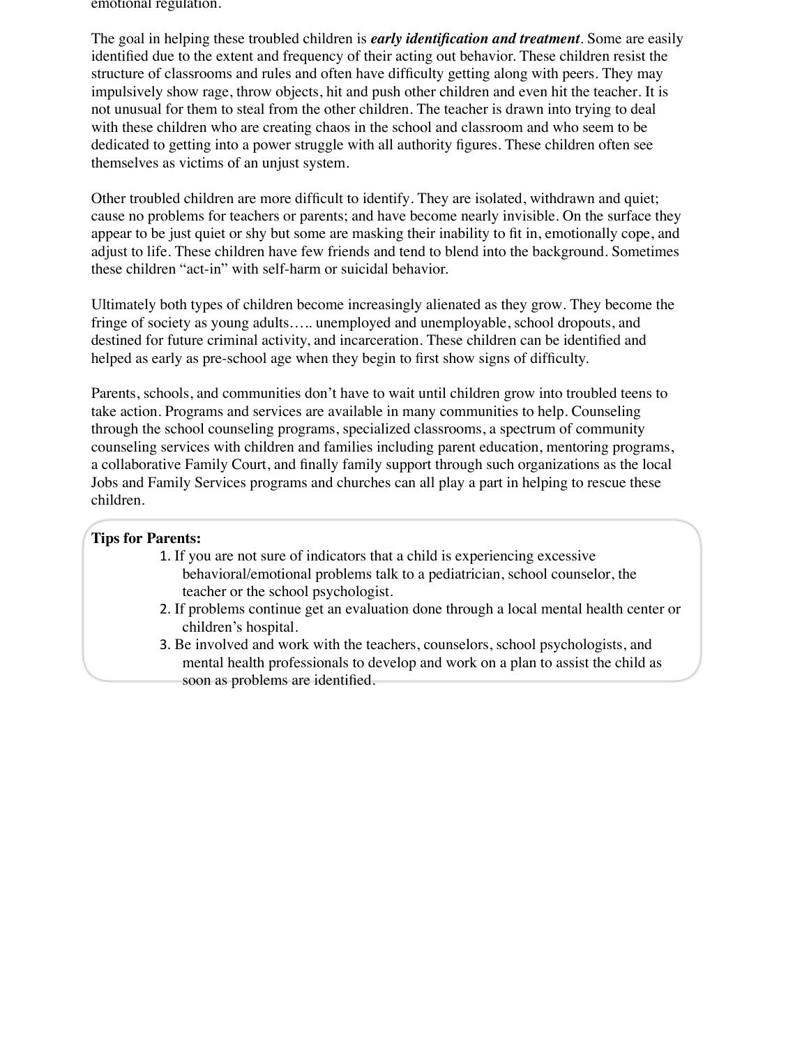emotional regulation.

The goal in helping these troubled children is ***early identification and treatment***. Some are easily identified due to the extent and frequency of their acting out behavior. These children resist the structure of classrooms and rules and often have difficulty getting along with peers. They may impulsively show rage, throw objects, hit and push other children and even hit the teacher. It is not unusual for them to steal from the other children. The teacher is drawn into trying to deal with these children who are creating chaos in the school and classroom and who seem to be dedicated to getting into a power struggle with all authority figures. These children often see themselves as victims of an unjust system.

Other troubled children are more difficult to identify. They are isolated, withdrawn and quiet; cause no problems for teachers or parents; and have become nearly invisible. On the surface they appear to be just quiet or shy but some are masking their inability to fit in, emotionally cope, and adjust to life. These children have few friends and tend to blend into the background. Sometimes these children "act-in" with self-harm or suicidal behavior.

Ultimately both types of children become increasingly alienated as they grow. They become the fringe of society as young adults….. unemployed and unemployable, school dropouts, and destined for future criminal activity, and incarceration. These children can be identified and helped as early as pre-school age when they begin to first show signs of difficulty.

Parents, schools, and communities don't have to wait until children grow into troubled teens to take action. Programs and services are available in many communities to help. Counseling through the school counseling programs, specialized classrooms, a spectrum of community counseling services with children and families including parent education, mentoring programs, a collaborative Family Court, and finally family support through such organizations as the local Jobs and Family Services programs and churches can all play a part in helping to rescue these children.

**Tips for Parents:**

1. If you are not sure of indicators that a child is experiencing excessive behavioral/emotional problems talk to a pediatrician, school counselor, the teacher or the school psychologist.
2. If problems continue get an evaluation done through a local mental health center or children's hospital.
3. Be involved and work with the teachers, counselors, school psychologists, and mental health professionals to develop and work on a plan to assist the child as soon as problems are identified.